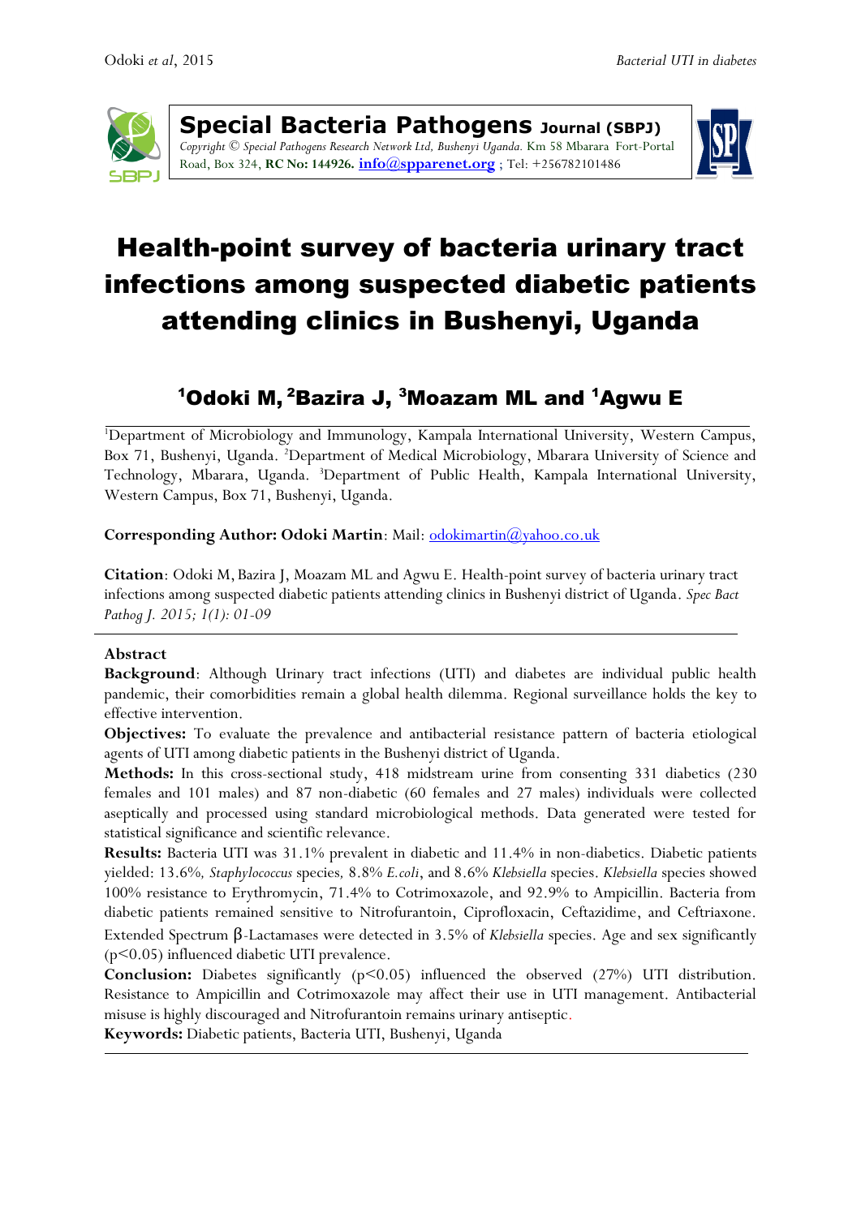**Special Bacteria Pathogens Journal (SBPJ)**
*Copyright © Special Pathogens Research Network Ltd, Bushenyi Uganda.* Km 58 Mbarara Fort-Portal Road, Box 324, **RC No: 144926.** **info@spparenet.org** ; Tel: +256782101486

# Health-point survey of bacteria urinary tract infections among suspected diabetic patients attending clinics in Bushenyi, Uganda

## [1]Odoki M, [2]Bazira J, [3]Moazam ML and [1]Agwu E

[1]Department of Microbiology and Immunology, Kampala International University, Western Campus, Box 71, Bushenyi, Uganda. [2]Department of Medical Microbiology, Mbarara University of Science and Technology, Mbarara, Uganda. [3]Department of Public Health, Kampala International University, Western Campus, Box 71, Bushenyi, Uganda.

**Corresponding Author: Odoki Martin**: Mail: odokimartin@yahoo.co.uk

**Citation**: Odoki M, Bazira J, Moazam ML and Agwu E. Health-point survey of bacteria urinary tract infections among suspected diabetic patients attending clinics in Bushenyi district of Uganda. *Spec Bact Pathog J. 2015; 1(1): 01-09*

### Abstract

**Background**: Although Urinary tract infections (UTI) and diabetes are individual public health pandemic, their comorbidities remain a global health dilemma. Regional surveillance holds the key to effective intervention.

**Objectives:** To evaluate the prevalence and antibacterial resistance pattern of bacteria etiological agents of UTI among diabetic patients in the Bushenyi district of Uganda.

**Methods:** In this cross-sectional study, 418 midstream urine from consenting 331 diabetics (230 females and 101 males) and 87 non-diabetic (60 females and 27 males) individuals were collected aseptically and processed using standard microbiological methods. Data generated were tested for statistical significance and scientific relevance.

**Results:** Bacteria UTI was 31.1% prevalent in diabetic and 11.4% in non-diabetics. Diabetic patients yielded: 13.6%, *Staphylococcus* species, 8.8% *E.coli*, and 8.6% *Klebsiella* species. *Klebsiella* species showed 100% resistance to Erythromycin, 71.4% to Cotrimoxazole, and 92.9% to Ampicillin. Bacteria from diabetic patients remained sensitive to Nitrofurantoin, Ciprofloxacin, Ceftazidime, and Ceftriaxone. Extended Spectrum β-Lactamases were detected in 3.5% of *Klebsiella* species. Age and sex significantly ($p<0.05$) influenced diabetic UTI prevalence.

**Conclusion:** Diabetes significantly ($p<0.05$) influenced the observed (27%) UTI distribution. Resistance to Ampicillin and Cotrimoxazole may affect their use in UTI management. Antibacterial misuse is highly discouraged and Nitrofurantoin remains urinary antiseptic.

**Keywords:** Diabetic patients, Bacteria UTI, Bushenyi, Uganda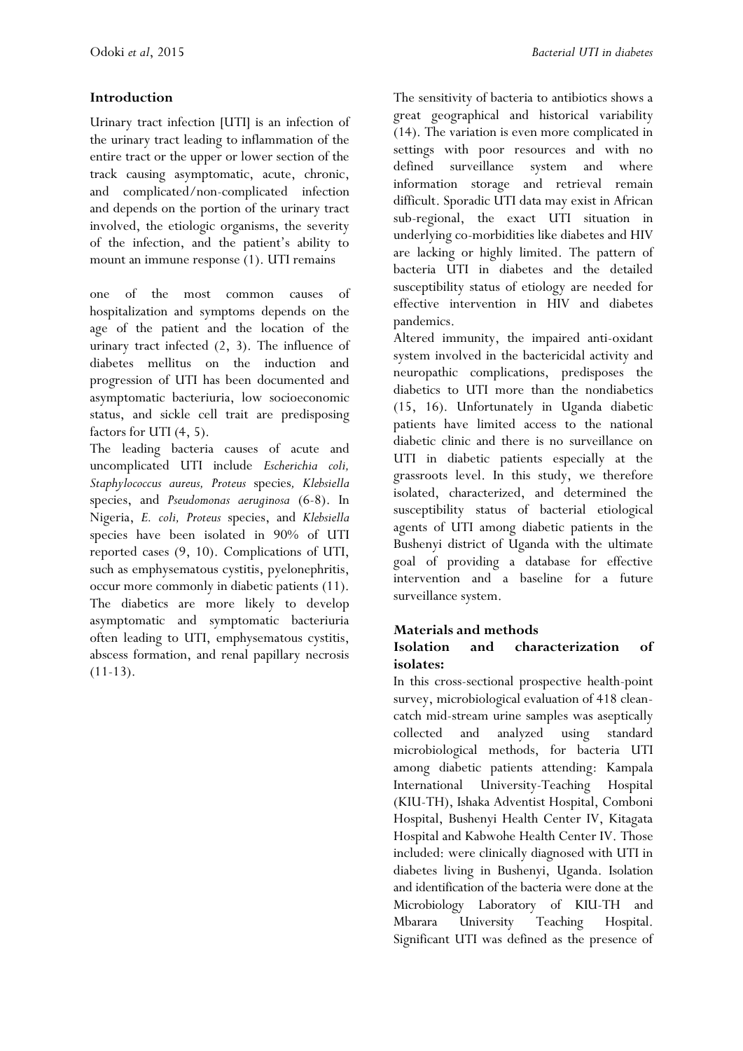## Introduction

Urinary tract infection [UTI] is an infection of the urinary tract leading to inflammation of the entire tract or the upper or lower section of the track causing asymptomatic, acute, chronic, and complicated/non-complicated infection and depends on the portion of the urinary tract involved, the etiologic organisms, the severity of the infection, and the patient's ability to mount an immune response (1). UTI remains one of the most common causes of hospitalization and symptoms depends on the age of the patient and the location of the urinary tract infected (2, 3). The influence of diabetes mellitus on the induction and progression of UTI has been documented and asymptomatic bacteriuria, low socioeconomic status, and sickle cell trait are predisposing factors for UTI (4, 5).

The leading bacteria causes of acute and uncomplicated UTI include *Escherichia coli, Staphylococcus aureus, Proteus* species*, Klebsiella* species, and *Pseudomonas aeruginosa* (6-8). In Nigeria, *E. coli, Proteus* species, and *Klebsiella* species have been isolated in 90% of UTI reported cases (9, 10). Complications of UTI, such as emphysematous cystitis, pyelonephritis, occur more commonly in diabetic patients (11). The diabetics are more likely to develop asymptomatic and symptomatic bacteriuria often leading to UTI, emphysematous cystitis, abscess formation, and renal papillary necrosis (11-13).

The sensitivity of bacteria to antibiotics shows a great geographical and historical variability (14). The variation is even more complicated in settings with poor resources and with no defined surveillance system and where information storage and retrieval remain difficult. Sporadic UTI data may exist in African sub-regional, the exact UTI situation in underlying co-morbidities like diabetes and HIV are lacking or highly limited. The pattern of bacteria UTI in diabetes and the detailed susceptibility status of etiology are needed for effective intervention in HIV and diabetes pandemics.

Altered immunity, the impaired anti-oxidant system involved in the bactericidal activity and neuropathic complications, predisposes the diabetics to UTI more than the nondiabetics (15, 16). Unfortunately in Uganda diabetic patients have limited access to the national diabetic clinic and there is no surveillance on UTI in diabetic patients especially at the grassroots level. In this study, we therefore isolated, characterized, and determined the susceptibility status of bacterial etiological agents of UTI among diabetic patients in the Bushenyi district of Uganda with the ultimate goal of providing a database for effective intervention and a baseline for a future surveillance system.

## Materials and methods

### Isolation and characterization of isolates:

In this cross-sectional prospective health-point survey, microbiological evaluation of 418 clean-catch mid-stream urine samples was aseptically collected and analyzed using standard microbiological methods, for bacteria UTI among diabetic patients attending: Kampala International University-Teaching Hospital (KIU-TH), Ishaka Adventist Hospital, Comboni Hospital, Bushenyi Health Center IV, Kitagata Hospital and Kabwohe Health Center IV. Those included: were clinically diagnosed with UTI in diabetes living in Bushenyi, Uganda. Isolation and identification of the bacteria were done at the Microbiology Laboratory of KIU-TH and Mbarara University Teaching Hospital. Significant UTI was defined as the presence of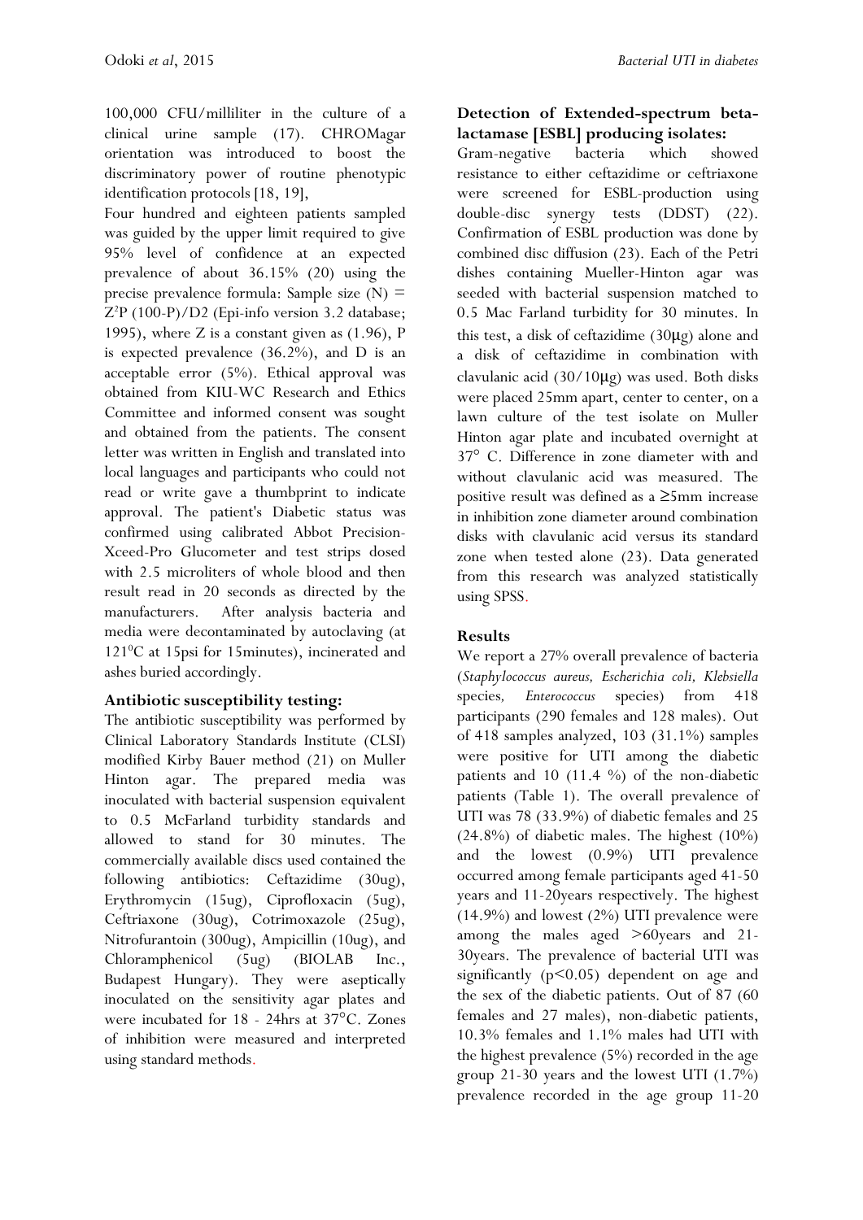100,000 CFU/milliliter in the culture of a clinical urine sample (17). CHROMagar orientation was introduced to boost the discriminatory power of routine phenotypic identification protocols [18, 19],

Four hundred and eighteen patients sampled was guided by the upper limit required to give 95% level of confidence at an expected prevalence of about 36.15% (20) using the precise prevalence formula: Sample size (N) = $Z^2P$ (100-P)/D2 (Epi-info version 3.2 database; 1995), where Z is a constant given as (1.96), P is expected prevalence (36.2%), and D is an acceptable error (5%). Ethical approval was obtained from KIU-WC Research and Ethics Committee and informed consent was sought and obtained from the patients. The consent letter was written in English and translated into local languages and participants who could not read or write gave a thumbprint to indicate approval. The patient's Diabetic status was confirmed using calibrated Abbot Precision-Xceed-Pro Glucometer and test strips dosed with 2.5 microliters of whole blood and then result read in 20 seconds as directed by the manufacturers. After analysis bacteria and media were decontaminated by autoclaving (at 121$^0$C at 15psi for 15minutes), incinerated and ashes buried accordingly.

## Antibiotic susceptibility testing:

The antibiotic susceptibility was performed by Clinical Laboratory Standards Institute (CLSI) modified Kirby Bauer method (21) on Muller Hinton agar. The prepared media was inoculated with bacterial suspension equivalent to 0.5 McFarland turbidity standards and allowed to stand for 30 minutes. The commercially available discs used contained the following antibiotics: Ceftazidime (30ug), Erythromycin (15ug), Ciprofloxacin (5ug), Ceftriaxone (30ug), Cotrimoxazole (25ug), Nitrofurantoin (300ug), Ampicillin (10ug), and Chloramphenicol (5ug) (BIOLAB Inc., Budapest Hungary). They were aseptically inoculated on the sensitivity agar plates and were incubated for 18 - 24hrs at 37°C. Zones of inhibition were measured and interpreted using standard methods.

## Detection of Extended-spectrum beta-lactamase [ESBL] producing isolates:

Gram-negative bacteria which showed resistance to either ceftazidime or ceftriaxone were screened for ESBL-production using double-disc synergy tests (DDST) (22). Confirmation of ESBL production was done by combined disc diffusion (23). Each of the Petri dishes containing Mueller-Hinton agar was seeded with bacterial suspension matched to 0.5 Mac Farland turbidity for 30 minutes. In this test, a disk of ceftazidime (30μg) alone and a disk of ceftazidime in combination with clavulanic acid (30/10μg) was used. Both disks were placed 25mm apart, center to center, on a lawn culture of the test isolate on Muller Hinton agar plate and incubated overnight at 37° C. Difference in zone diameter with and without clavulanic acid was measured. The positive result was defined as a ≥5mm increase in inhibition zone diameter around combination disks with clavulanic acid versus its standard zone when tested alone (23). Data generated from this research was analyzed statistically using SPSS.

## Results

We report a 27% overall prevalence of bacteria (*Staphylococcus aureus, Escherichia coli, Klebsiella* species*, Enterococcus* species) from 418 participants (290 females and 128 males). Out of 418 samples analyzed, 103 (31.1%) samples were positive for UTI among the diabetic patients and 10 (11.4 %) of the non-diabetic patients (Table 1). The overall prevalence of UTI was 78 (33.9%) of diabetic females and 25 (24.8%) of diabetic males. The highest (10%) and the lowest (0.9%) UTI prevalence occurred among female participants aged 41-50 years and 11-20years respectively. The highest (14.9%) and lowest (2%) UTI prevalence were among the males aged >60years and 21-30years. The prevalence of bacterial UTI was significantly ($p<0.05$) dependent on age and the sex of the diabetic patients. Out of 87 (60 females and 27 males), non-diabetic patients, 10.3% females and 1.1% males had UTI with the highest prevalence (5%) recorded in the age group 21-30 years and the lowest UTI (1.7%) prevalence recorded in the age group 11-20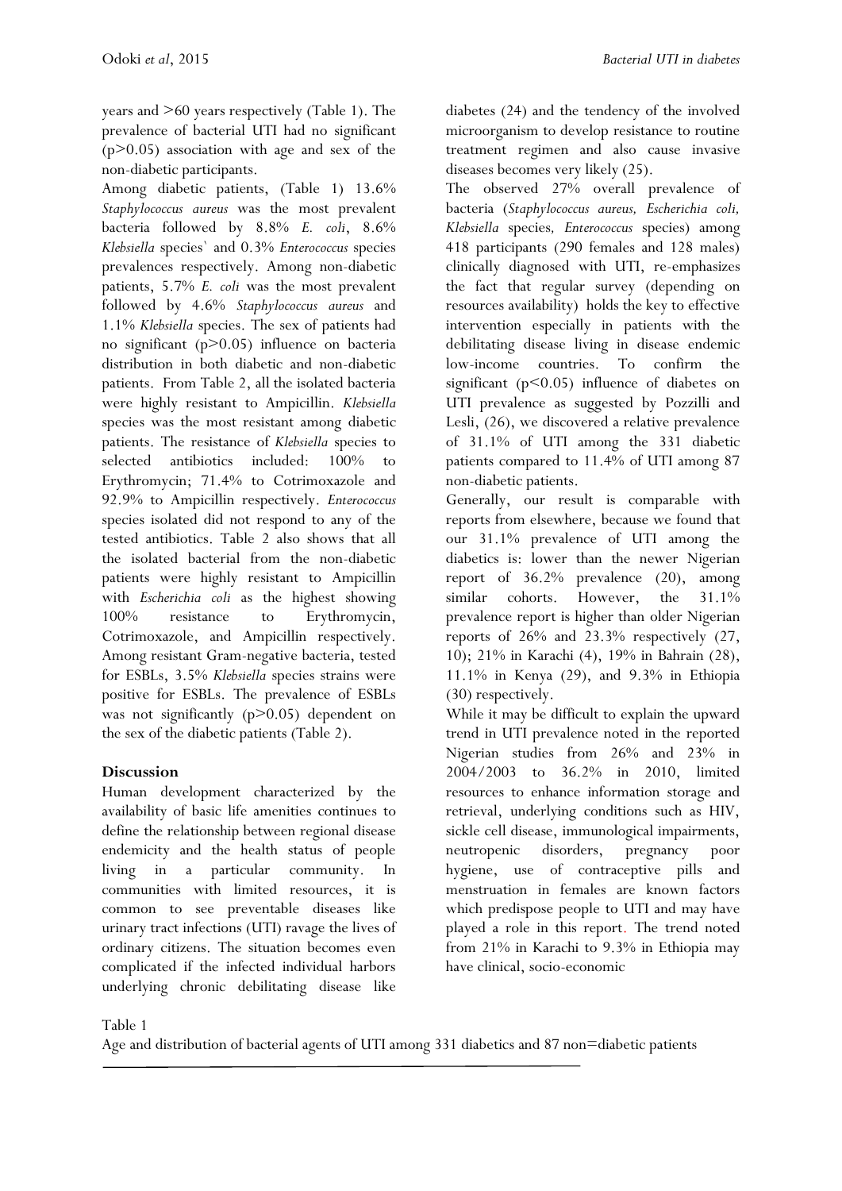years and >60 years respectively (Table 1). The prevalence of bacterial UTI had no significant ($p>0.05$) association with age and sex of the non-diabetic participants.

Among diabetic patients, (Table 1) 13.6% *Staphylococcus aureus* was the most prevalent bacteria followed by 8.8% *E. coli*, 8.6% *Klebsiella* species` and 0.3% *Enterococcus* species prevalences respectively. Among non-diabetic patients, 5.7% *E. coli* was the most prevalent followed by 4.6% *Staphylococcus aureus* and 1.1% *Klebsiella* species. The sex of patients had no significant ($p>0.05$) influence on bacteria distribution in both diabetic and non-diabetic patients. From Table 2, all the isolated bacteria were highly resistant to Ampicillin. *Klebsiella* species was the most resistant among diabetic patients. The resistance of *Klebsiella* species to selected antibiotics included: 100% to Erythromycin; 71.4% to Cotrimoxazole and 92.9% to Ampicillin respectively. *Enterococcus* species isolated did not respond to any of the tested antibiotics. Table 2 also shows that all the isolated bacterial from the non-diabetic patients were highly resistant to Ampicillin with *Escherichia coli* as the highest showing 100% resistance to Erythromycin, Cotrimoxazole, and Ampicillin respectively. Among resistant Gram-negative bacteria, tested for ESBLs, 3.5% *Klebsiella* species strains were positive for ESBLs. The prevalence of ESBLs was not significantly ($p>0.05$) dependent on the sex of the diabetic patients (Table 2).

## Discussion

Human development characterized by the availability of basic life amenities continues to define the relationship between regional disease endemicity and the health status of people living in a particular community. In communities with limited resources, it is common to see preventable diseases like urinary tract infections (UTI) ravage the lives of ordinary citizens. The situation becomes even complicated if the infected individual harbors underlying chronic debilitating disease like diabetes (24) and the tendency of the involved microorganism to develop resistance to routine treatment regimen and also cause invasive diseases becomes very likely (25).

The observed 27% overall prevalence of bacteria (*Staphylococcus aureus, Escherichia coli, Klebsiella* species*, Enterococcus* species) among 418 participants (290 females and 128 males) clinically diagnosed with UTI, re-emphasizes the fact that regular survey (depending on resources availability) holds the key to effective intervention especially in patients with the debilitating disease living in disease endemic low-income countries. To confirm the significant ($p<0.05$) influence of diabetes on UTI prevalence as suggested by Pozzilli and Lesli, (26), we discovered a relative prevalence of 31.1% of UTI among the 331 diabetic patients compared to 11.4% of UTI among 87 non-diabetic patients.

Generally, our result is comparable with reports from elsewhere, because we found that our 31.1% prevalence of UTI among the diabetics is: lower than the newer Nigerian report of 36.2% prevalence (20), among similar cohorts. However, the 31.1% prevalence report is higher than older Nigerian reports of 26% and 23.3% respectively (27, 10); 21% in Karachi (4), 19% in Bahrain (28), 11.1% in Kenya (29), and 9.3% in Ethiopia (30) respectively.

While it may be difficult to explain the upward trend in UTI prevalence noted in the reported Nigerian studies from 26% and 23% in 2004/2003 to 36.2% in 2010, limited resources to enhance information storage and retrieval, underlying conditions such as HIV, sickle cell disease, immunological impairments, neutropenic disorders, pregnancy poor hygiene, use of contraceptive pills and menstruation in females are known factors which predispose people to UTI and may have played a role in this report. The trend noted from 21% in Karachi to 9.3% in Ethiopia may have clinical, socio-economic

Table 1

Age and distribution of bacterial agents of UTI among 331 diabetics and 87 non=diabetic patients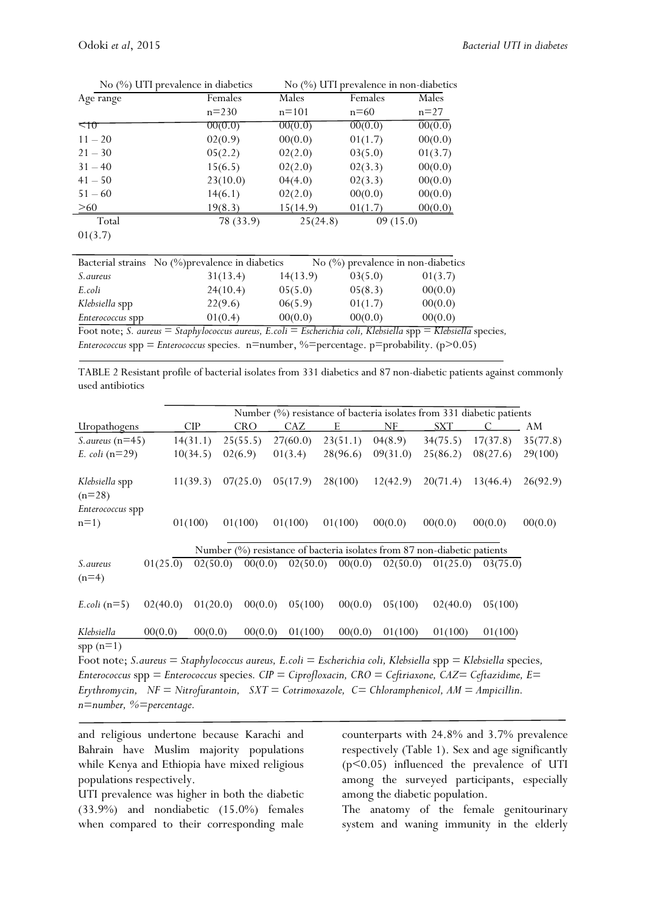| Age range | No (%) UTI prevalence in diabetics | | No (%) UTI prevalence in non-diabetics | |
|---|---|---|---|---|
| | Females n=230 | Males n=101 | Females n=60 | Males n=27 |
| <10 | 00(0.0) | 00(0.0) | 00(0.0) | 00(0.0) |
| 11 – 20 | 02(0.9) | 00(0.0) | 01(1.7) | 00(0.0) |
| 21 – 30 | 05(2.2) | 02(2.0) | 03(5.0) | 01(3.7) |
| 31 – 40 | 15(6.5) | 02(2.0) | 02(3.3) | 00(0.0) |
| 41 – 50 | 23(10.0) | 04(4.0) | 02(3.3) | 00(0.0) |
| 51 – 60 | 14(6.1) | 02(2.0) | 00(0.0) | 00(0.0) |
| >60 | 19(8.3) | 15(14.9) | 01(1.7) | 00(0.0) |
| Total | 78 (33.9) | 25(24.8) | 09 (15.0) | 01(3.7) |

| Bacterial strains | No (%)prevalence in diabetics | | No (%) prevalence in non-diabetics | |
|---|---|---|---|---|
| *S.aureus* | 31(13.4) | 14(13.9) | 03(5.0) | 01(3.7) |
| *E.coli* | 24(10.4) | 05(5.0) | 05(8.3) | 00(0.0) |
| *Klebsiella* spp | 22(9.6) | 06(5.9) | 01(1.7) | 00(0.0) |
| *Enterococcus* spp | 01(0.4) | 00(0.0) | 00(0.0) | 00(0.0) |

Foot note; *S. aureus = Staphylococcus aureus, E.coli = Escherichia coli, Klebsiella* spp = *Klebsiella* species, *Enterococcus* spp = *Enterococcus* species. n=number, %=percentage. p=probability. (p>0.05)

TABLE 2 Resistant profile of bacterial isolates from 331 diabetics and 87 non-diabetic patients against commonly used antibiotics

| Uropathogens | CIP | CRO | CAZ | E | NF | SXT | C | AM |
|---|---|---|---|---|---|---|---|---|
| | Number (%) resistance of bacteria isolates from 331 diabetic patients | | | | | | | |
| *S.aureus* (n=45) | 14(31.1) | 25(55.5) | 27(60.0) | 23(51.1) | 04(8.9) | 34(75.5) | 17(37.8) | 35(77.8) |
| *E. coli* (n=29) | 10(34.5) | 02(6.9) | 01(3.4) | 28(96.6) | 09(31.0) | 25(86.2) | 08(27.6) | 29(100) |
| *Klebsiella* spp (n=28) | 11(39.3) | 07(25.0) | 05(17.9) | 28(100) | 12(42.9) | 20(71.4) | 13(46.4) | 26(92.9) |
| *Enterococcus* spp n=1) | 01(100) | 01(100) | 01(100) | 01(100) | 00(0.0) | 00(0.0) | 00(0.0) | 00(0.0) |
| | Number (%) resistance of bacteria isolates from 87 non-diabetic patients | | | | | | | |
| *S.aureus* (n=4) | 01(25.0) | 02(50.0) | 00(0.0) | 02(50.0) | 00(0.0) | 02(50.0) | 01(25.0) | 03(75.0) |
| *E.coli* (n=5) | 02(40.0) | 01(20.0) | 00(0.0) | 05(100) | 00(0.0) | 05(100) | 02(40.0) | 05(100) |
| *Klebsiella* spp (n=1) | 00(0.0) | 00(0.0) | 00(0.0) | 01(100) | 00(0.0) | 01(100) | 01(100) | 01(100) |

Foot note; *S.aureus = Staphylococcus aureus, E.coli = Escherichia coli, Klebsiella* spp = *Klebsiella* species, *Enterococcus* spp = *Enterococcus* species. *CIP = Ciprofloxacin, CRO = Ceftriaxone, CAZ= Ceftazidime, E= Erythromycin, NF = Nitrofurantoin, SXT = Cotrimoxazole, C= Chloramphenicol, AM = Ampicillin. n=number, %=percentage.*

and religious undertone because Karachi and Bahrain have Muslim majority populations while Kenya and Ethiopia have mixed religious populations respectively.

UTI prevalence was higher in both the diabetic (33.9%) and nondiabetic (15.0%) females when compared to their corresponding male counterparts with 24.8% and 3.7% prevalence respectively (Table 1). Sex and age significantly ($p<0.05$) influenced the prevalence of UTI among the surveyed participants, especially among the diabetic population.

The anatomy of the female genitourinary system and waning immunity in the elderly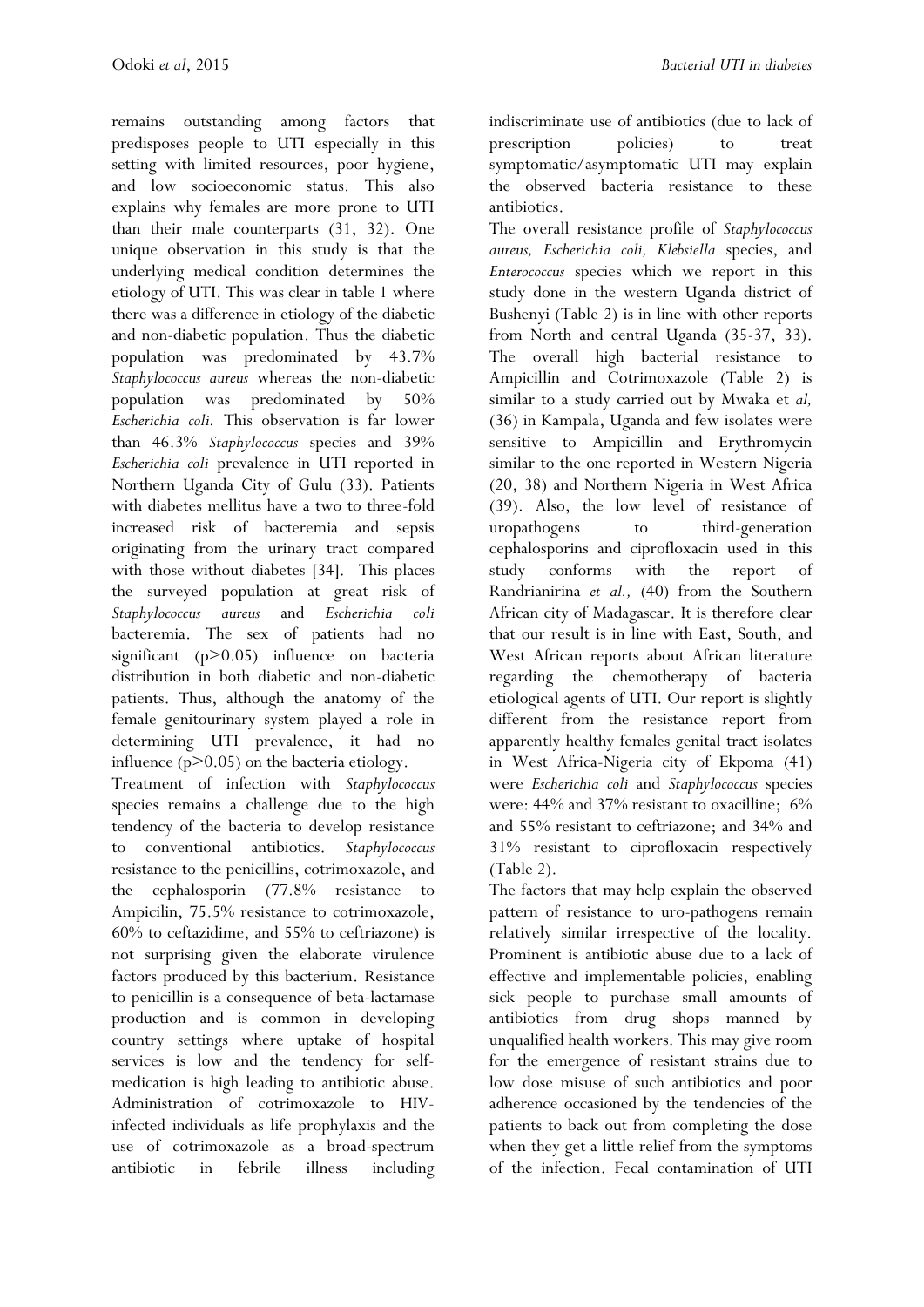remains outstanding among factors that predisposes people to UTI especially in this setting with limited resources, poor hygiene, and low socioeconomic status. This also explains why females are more prone to UTI than their male counterparts (31, 32). One unique observation in this study is that the underlying medical condition determines the etiology of UTI. This was clear in table 1 where there was a difference in etiology of the diabetic and non-diabetic population. Thus the diabetic population was predominated by 43.7% *Staphylococcus aureus* whereas the non-diabetic population was predominated by 50% *Escherichia coli.* This observation is far lower than 46.3% *Staphylococcus* species and 39% *Escherichia coli* prevalence in UTI reported in Northern Uganda City of Gulu (33). Patients with diabetes mellitus have a two to three-fold increased risk of bacteremia and sepsis originating from the urinary tract compared with those without diabetes [34]. This places the surveyed population at great risk of *Staphylococcus aureus* and *Escherichia coli* bacteremia. The sex of patients had no significant ($p>0.05$) influence on bacteria distribution in both diabetic and non-diabetic patients. Thus, although the anatomy of the female genitourinary system played a role in determining UTI prevalence, it had no influence ($p>0.05$) on the bacteria etiology.

Treatment of infection with *Staphylococcus* species remains a challenge due to the high tendency of the bacteria to develop resistance to conventional antibiotics. *Staphylococcus* resistance to the penicillins, cotrimoxazole, and the cephalosporin (77.8% resistance to Ampicilin, 75.5% resistance to cotrimoxazole, 60% to ceftazidime, and 55% to ceftriazone) is not surprising given the elaborate virulence factors produced by this bacterium. Resistance to penicillin is a consequence of beta-lactamase production and is common in developing country settings where uptake of hospital services is low and the tendency for self-medication is high leading to antibiotic abuse. Administration of cotrimoxazole to HIV-infected individuals as life prophylaxis and the use of cotrimoxazole as a broad-spectrum antibiotic in febrile illness including indiscriminate use of antibiotics (due to lack of prescription policies) to treat symptomatic/asymptomatic UTI may explain the observed bacteria resistance to these antibiotics.

The overall resistance profile of *Staphylococcus aureus, Escherichia coli, Klebsiella* species, and *Enterococcus* species which we report in this study done in the western Uganda district of Bushenyi (Table 2) is in line with other reports from North and central Uganda (35-37, 33). The overall high bacterial resistance to Ampicillin and Cotrimoxazole (Table 2) is similar to a study carried out by Mwaka et *al,* (36) in Kampala, Uganda and few isolates were sensitive to Ampicillin and Erythromycin similar to the one reported in Western Nigeria (20, 38) and Northern Nigeria in West Africa (39). Also, the low level of resistance of uropathogens to third-generation cephalosporins and ciprofloxacin used in this study conforms with the report of Randrianirina *et al.,* (40) from the Southern African city of Madagascar. It is therefore clear that our result is in line with East, South, and West African reports about African literature regarding the chemotherapy of bacteria etiological agents of UTI. Our report is slightly different from the resistance report from apparently healthy females genital tract isolates in West Africa-Nigeria city of Ekpoma (41) were *Escherichia coli* and *Staphylococcus* species were: 44% and 37% resistant to oxacilline; 6% and 55% resistant to ceftriazone; and 34% and 31% resistant to ciprofloxacin respectively (Table 2).

The factors that may help explain the observed pattern of resistance to uro-pathogens remain relatively similar irrespective of the locality. Prominent is antibiotic abuse due to a lack of effective and implementable policies, enabling sick people to purchase small amounts of antibiotics from drug shops manned by unqualified health workers. This may give room for the emergence of resistant strains due to low dose misuse of such antibiotics and poor adherence occasioned by the tendencies of the patients to back out from completing the dose when they get a little relief from the symptoms of the infection. Fecal contamination of UTI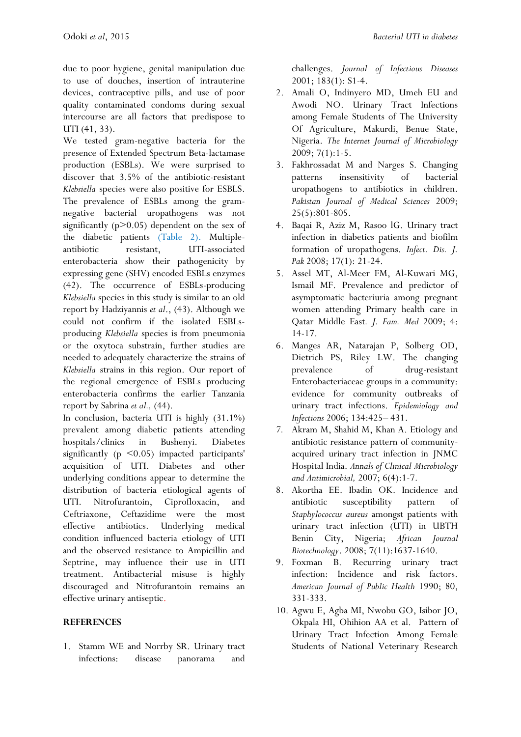due to poor hygiene, genital manipulation due to use of douches, insertion of intrauterine devices, contraceptive pills, and use of poor quality contaminated condoms during sexual intercourse are all factors that predispose to UTI (41, 33).

We tested gram-negative bacteria for the presence of Extended Spectrum Beta-lactamase production (ESBLs). We were surprised to discover that 3.5% of the antibiotic-resistant *Klebsiella* species were also positive for ESBLS. The prevalence of ESBLs among the gram-negative bacterial uropathogens was not significantly ($p>0.05$) dependent on the sex of the diabetic patients (Table 2). Multiple-antibiotic resistant, UTI-associated enterobacteria show their pathogenicity by expressing gene (SHV) encoded ESBLs enzymes (42). The occurrence of ESBLs-producing *Klebsiella* species in this study is similar to an old report by Hadziyannis *et al*., (43). Although we could not confirm if the isolated ESBLs-producing *Klebsiella* species is from pneumonia or the oxytoca substrain, further studies are needed to adequately characterize the strains of *Klebsiella* strains in this region. Our report of the regional emergence of ESBLs producing enterobacteria confirms the earlier Tanzania report by Sabrina *et al.,* (44).

In conclusion, bacteria UTI is highly (31.1%) prevalent among diabetic patients attending hospitals/clinics in Bushenyi. Diabetes significantly ($p<0.05$) impacted participants' acquisition of UTI. Diabetes and other underlying conditions appear to determine the distribution of bacteria etiological agents of UTI. Nitrofurantoin, Ciprofloxacin, and Ceftriaxone, Ceftazidime were the most effective antibiotics. Underlying medical condition influenced bacteria etiology of UTI and the observed resistance to Ampicillin and Septrine, may influence their use in UTI treatment. Antibacterial misuse is highly discouraged and Nitrofurantoin remains an effective urinary antiseptic.

## REFERENCES

1. Stamm WE and Norrby SR. Urinary tract infections: disease panorama and challenges. *Journal of Infectious Diseases* 2001; 183(1): S1-4.
2. Amali O, Indinyero MD, Umeh EU and Awodi NO. Urinary Tract Infections among Female Students of The University Of Agriculture, Makurdi, Benue State, Nigeria. *The Internet Journal of Microbiology* 2009; 7(1):1-5.
3. Fakhrossadat M and Narges S. Changing patterns insensitivity of bacterial uropathogens to antibiotics in children. *Pakistan Journal of Medical Sciences* 2009; 25(5):801-805.
4. Baqai R, Aziz M, Rasoo lG. Urinary tract infection in diabetics patients and biofilm formation of uropathogens. *Infect. Dis. J. Pak* 2008; 17(1): 21-24.
5. Assel MT, Al-Meer FM, Al-Kuwari MG, Ismail MF. Prevalence and predictor of asymptomatic bacteriuria among pregnant women attending Primary health care in Qatar Middle East. *J. Fam. Med* 2009; 4: 14-17.
6. Manges AR, Natarajan P, Solberg OD, Dietrich PS, Riley LW. The changing prevalence of drug-resistant Enterobacteriaceae groups in a community: evidence for community outbreaks of urinary tract infections. *Epidemiology and Infections* 2006; 134:425– 431.
7. Akram M, Shahid M, Khan A. Etiology and antibiotic resistance pattern of community-acquired urinary tract infection in JNMC Hospital India. *Annals of Clinical Microbiology and Antimicrobial,* 2007; 6(4):1-7.
8. Akortha EE. Ibadin OK. Incidence and antibiotic susceptibility pattern of *Staphylococcus aureus* amongst patients with urinary tract infection (UTI) in UBTH Benin City, Nigeria; *African Journal Biotechnology*. 2008; 7(11):1637-1640.
9. Foxman B. Recurring urinary tract infection: Incidence and risk factors. *American Journal of Public Health* 1990; 80, 331-333.
10. Agwu E, Agba MI, Nwobu GO, Isibor JO, Okpala HI, Ohihion AA et al. Pattern of Urinary Tract Infection Among Female Students of National Veterinary Research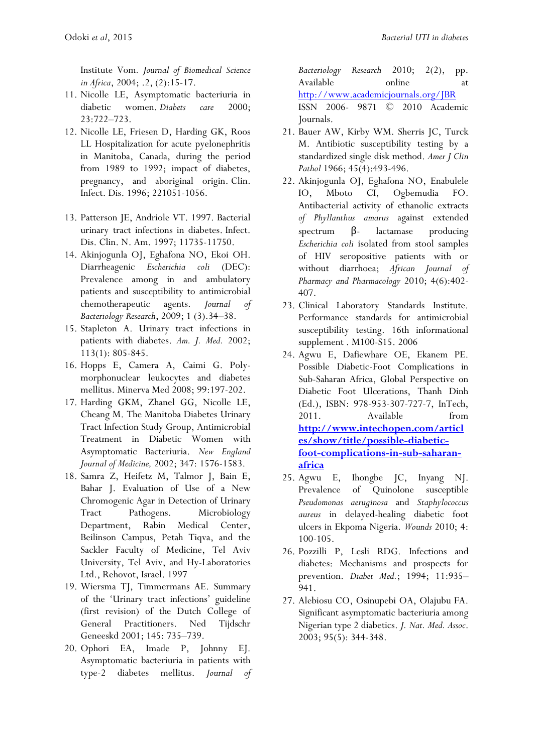Institute Vom. *Journal of Biomedical Science in Africa*, 2004; .2, (2):15-17.

11. Nicolle LE, Asymptomatic bacteriuria in diabetic women. *Diabets care* 2000; 23:722–723.
12. Nicolle LE, Friesen D, Harding GK, Roos LL Hospitalization for acute pyelonephritis in Manitoba, Canada, during the period from 1989 to 1992; impact of diabetes, pregnancy, and aboriginal origin. Clin. Infect. Dis. 1996; 221051-1056.
13. Patterson JE, Andriole VT. 1997. Bacterial urinary tract infections in diabetes. Infect. Dis. Clin. N. Am. 1997; 11735-11750.
14. Akinjogunla OJ, Eghafona NO, Ekoi OH. Diarrheagenic *Escherichia coli* (DEC): Prevalence among in and ambulatory patients and susceptibility to antimicrobial chemotherapeutic agents. *Journal of Bacteriology Research*, 2009; 1 (3).34–38.
15. Stapleton A. Urinary tract infections in patients with diabetes. *Am. J. Med.* 2002; 113(1): 805-845.
16. Hopps E, Camera A, Caimi G. Polymorphonuclear leukocytes and diabetes mellitus. Minerva Med 2008; 99:197-202.
17. Harding GKM, Zhanel GG, Nicolle LE, Cheang M. The Manitoba Diabetes Urinary Tract Infection Study Group, Antimicrobial Treatment in Diabetic Women with Asymptomatic Bacteriuria. *New England Journal of Medicine,* 2002; 347: 1576-1583.
18. Samra Z, Heifetz M, Talmor J, Bain E, Bahar J. Evaluation of Use of a New Chromogenic Agar in Detection of Urinary Tract Pathogens. Microbiology Department, Rabin Medical Center, Beilinson Campus, Petah Tiqva, and the Sackler Faculty of Medicine, Tel Aviv University, Tel Aviv, and Hy-Laboratories Ltd., Rehovot, Israel. 1997
19. Wiersma TJ, Timmermans AE. Summary of the 'Urinary tract infections' guideline (first revision) of the Dutch College of General Practitioners. Ned Tijdschr Geneeskd 2001; 145: 735–739.
20. Ophori EA, Imade P, Johnny EJ. Asymptomatic bacteriuria in patients with type-2 diabetes mellitus. *Journal of Bacteriology Research* 2010; 2(2), pp. Available online at http://www.academicjournals.org/JBR ISSN 2006- 9871 © 2010 Academic Journals.
21. Bauer AW, Kirby WM. Sherris JC, Turck M. Antibiotic susceptibility testing by a standardized single disk method. *Amer J Clin Pathol* 1966; 45(4):493-496.
22. Akinjogunla OJ, Eghafona NO, Enabulele IO, Mboto CI, Ogbemudia FO. Antibacterial activity of ethanolic extracts *of Phyllanthus amarus* against extended spectrum β- lactamase producing *Escherichia coli* isolated from stool samples of HIV seropositive patients with or without diarrhoea; *African Journal of Pharmacy and Pharmacology* 2010; 4(6):402-407.
23. Clinical Laboratory Standards Institute. Performance standards for antimicrobial susceptibility testing. 16th informational supplement . M100-S15. 2006
24. Agwu E, Dafiewhare OE, Ekanem PE. Possible Diabetic-Foot Complications in Sub-Saharan Africa, Global Perspective on Diabetic Foot Ulcerations, Thanh Dinh (Ed.), ISBN: 978-953-307-727-7, InTech, 2011. Available from **http://www.intechopen.com/articles/show/title/possible-diabetic-foot-complications-in-sub-saharan-africa**
25. Agwu E, Ihongbe JC, Inyang NJ. Prevalence of Quinolone susceptible *Pseudomonas aeruginosa* and *Staphylococcus aureus* in delayed-healing diabetic foot ulcers in Ekpoma Nigeria. *Wounds* 2010; 4: 100-105.
26. Pozzilli P, Lesli RDG. Infections and diabetes: Mechanisms and prospects for prevention. *Diabet Med.*; 1994; 11:935–941.
27. Alebiosu CO, Osinupebi OA, Olajubu FA. Significant asymptomatic bacteriuria among Nigerian type 2 diabetics. *J. Nat. Med. Assoc*. 2003; 95(5): 344-348.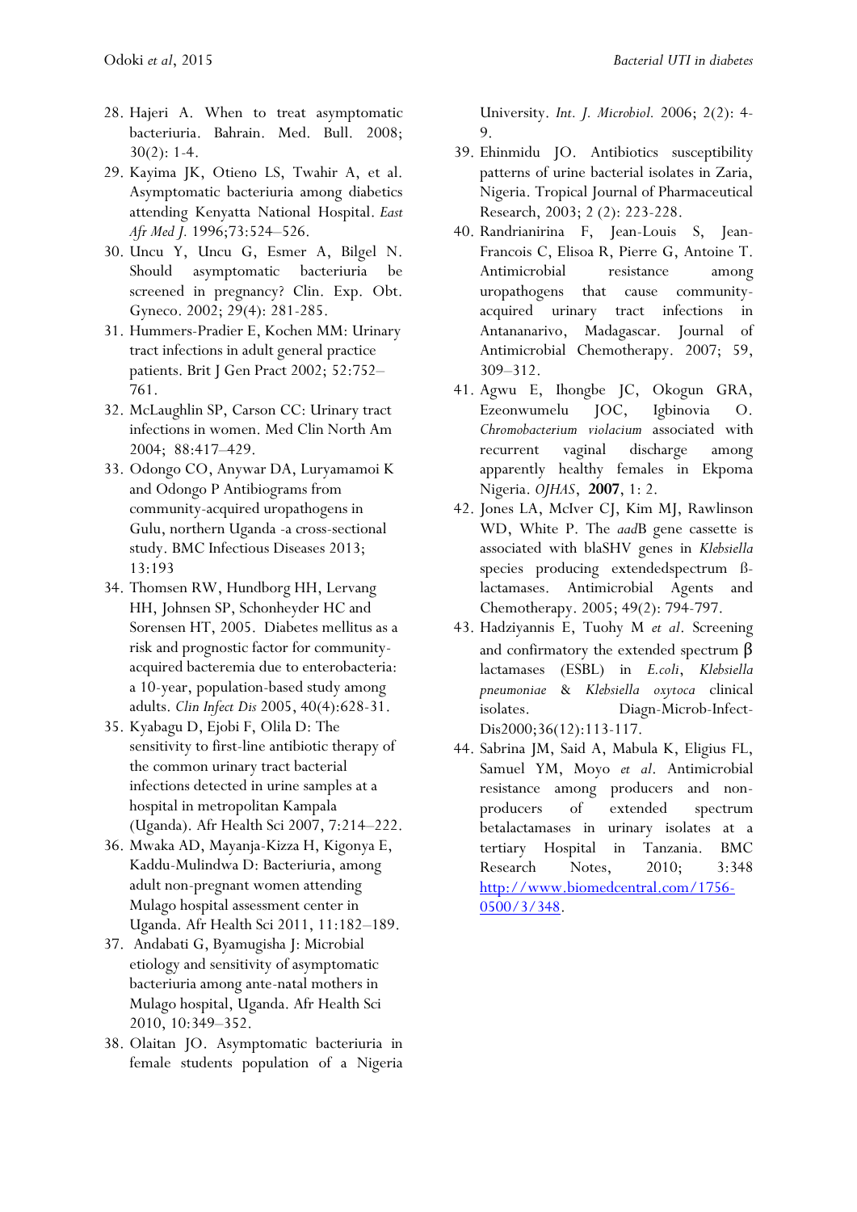28. Hajeri A. When to treat asymptomatic bacteriuria. Bahrain. Med. Bull. 2008; 30(2): 1-4.
29. Kayima JK, Otieno LS, Twahir A, et al. Asymptomatic bacteriuria among diabetics attending Kenyatta National Hospital. *East Afr Med J.* 1996;73:524–526.
30. Uncu Y, Uncu G, Esmer A, Bilgel N. Should asymptomatic bacteriuria be screened in pregnancy? Clin. Exp. Obt. Gyneco. 2002; 29(4): 281-285.
31. Hummers-Pradier E, Kochen MM: Urinary tract infections in adult general practice patients. Brit J Gen Pract 2002; 52:752–761.
32. McLaughlin SP, Carson CC: Urinary tract infections in women. Med Clin North Am 2004; 88:417–429.
33. Odongo CO, Anywar DA, Luryamamoi K and Odongo P Antibiograms from community-acquired uropathogens in Gulu, northern Uganda -a cross-sectional study. BMC Infectious Diseases 2013; 13:193
34. Thomsen RW, Hundborg HH, Lervang HH, Johnsen SP, Schonheyder HC and Sorensen HT, 2005. Diabetes mellitus as a risk and prognostic factor for community-acquired bacteremia due to enterobacteria: a 10-year, population-based study among adults. *Clin Infect Dis* 2005, 40(4):628-31.
35. Kyabagu D, Ejobi F, Olila D: The sensitivity to first-line antibiotic therapy of the common urinary tract bacterial infections detected in urine samples at a hospital in metropolitan Kampala (Uganda). Afr Health Sci 2007, 7:214–222.
36. Mwaka AD, Mayanja-Kizza H, Kigonya E, Kaddu-Mulindwa D: Bacteriuria, among adult non-pregnant women attending Mulago hospital assessment center in Uganda. Afr Health Sci 2011, 11:182–189.
37. Andabati G, Byamugisha J: Microbial etiology and sensitivity of asymptomatic bacteriuria among ante-natal mothers in Mulago hospital, Uganda. Afr Health Sci 2010, 10:349–352.
38. Olaitan JO. Asymptomatic bacteriuria in female students population of a Nigeria University. *Int. J. Microbiol.* 2006; 2(2): 4-9.
39. Ehinmidu JO. Antibiotics susceptibility patterns of urine bacterial isolates in Zaria, Nigeria. Tropical Journal of Pharmaceutical Research, 2003; 2 (2): 223-228.
40. Randrianirina F, Jean-Louis S, Jean-Francois C, Elisoa R, Pierre G, Antoine T. Antimicrobial resistance among uropathogens that cause community-acquired urinary tract infections in Antananarivo, Madagascar. Journal of Antimicrobial Chemotherapy. 2007; 59, 309–312.
41. Agwu E, Ihongbe JC, Okogun GRA, Ezeonwumelu JOC, Igbinovia O. *Chromobacterium violacium* associated with recurrent vaginal discharge among apparently healthy females in Ekpoma Nigeria. *OJHAS*, **2007**, 1: 2.
42. Jones LA, McIver CJ, Kim MJ, Rawlinson WD, White P. The *aad*B gene cassette is associated with blaSHV genes in *Klebsiella* species producing extendedspectrum ß-lactamases. Antimicrobial Agents and Chemotherapy. 2005; 49(2): 794-797.
43. Hadziyannis E, Tuohy M *et al*. Screening and confirmatory the extended spectrum β lactamases (ESBL) in *E.coli*, *Klebsiella pneumoniae* & *Klebsiella oxytoca* clinical isolates. Diagn-Microb-Infect-Dis2000;36(12):113-117.
44. Sabrina JM, Said A, Mabula K, Eligius FL, Samuel YM, Moyo *et al*. Antimicrobial resistance among producers and non-producers of extended spectrum betalactamases in urinary isolates at a tertiary Hospital in Tanzania. BMC Research Notes, 2010; 3:348 http://www.biomedcentral.com/1756-0500/3/348.